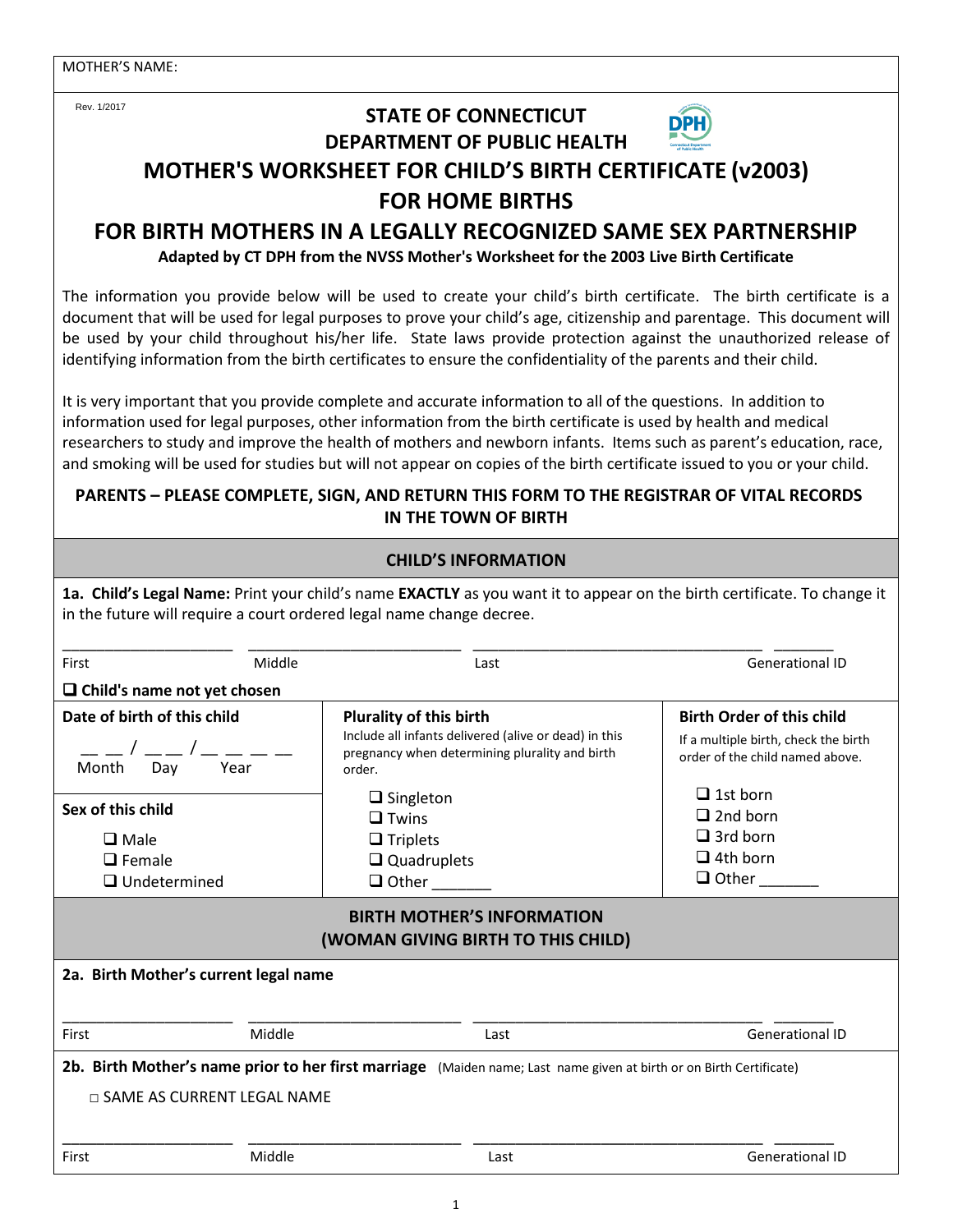MOTHER'S NAME:

Rev. 1/2017

# STATE OF CONNECTICUT
# DEPARTMENT OF PUBLIC HEALTH

# MOTHER'S WORKSHEET FOR CHILD'S BIRTH CERTIFICATE (v2003)
# FOR HOME BIRTHS
# FOR BIRTH MOTHERS IN A LEGALLY RECOGNIZED SAME SEX PARTNERSHIP

**Adapted by CT DPH from the NVSS Mother's Worksheet for the 2003 Live Birth Certificate**

The information you provide below will be used to create your child's birth certificate. The birth certificate is a document that will be used for legal purposes to prove your child's age, citizenship and parentage. This document will be used by your child throughout his/her life. State laws provide protection against the unauthorized release of identifying information from the birth certificates to ensure the confidentiality of the parents and their child.

It is very important that you provide complete and accurate information to all of the questions. In addition to information used for legal purposes, other information from the birth certificate is used by health and medical researchers to study and improve the health of mothers and newborn infants. Items such as parent's education, race, and smoking will be used for studies but will not appear on copies of the birth certificate issued to you or your child.

**PARENTS – PLEASE COMPLETE, SIGN, AND RETURN THIS FORM TO THE REGISTRAR OF VITAL RECORDS IN THE TOWN OF BIRTH**

## CHILD'S INFORMATION

**1a. Child's Legal Name:** Print your child's name **EXACTLY** as you want it to appear on the birth certificate. To change it in the future will require a court ordered legal name change decree.

\_\_\_\_\_\_\_\_\_\_\_\_\_\_\_ \_\_\_\_\_\_\_\_\_\_\_\_\_\_\_ \_\_\_\_\_\_\_\_\_\_\_\_\_\_\_\_\_\_\_\_ \_\_\_\_\_\_

First Middle Last Generational ID

❑ **Child's name not yet chosen**

| Date of birth of this child | Plurality of this birth | Birth Order of this child |
|---|---|---|
| \_\_ \_\_ / \_\_ \_\_ / \_\_ \_\_ \_\_ \_\_<br>Month Day Year | Include all infants delivered (alive or dead) in this pregnancy when determining plurality and birth order.<br>❑ Singleton<br>❑ Twins<br>❑ Triplets<br>❑ Quadruplets<br>❑ Other \_\_\_\_\_\_ | If a multiple birth, check the birth order of the child named above.<br>❑ 1st born<br>❑ 2nd born<br>❑ 3rd born<br>❑ 4th born<br>❑ Other \_\_\_\_\_\_ |
| **Sex of this child**<br>❑ Male<br>❑ Female<br>❑ Undetermined | | |

## BIRTH MOTHER'S INFORMATION
## (WOMAN GIVING BIRTH TO THIS CHILD)

**2a. Birth Mother's current legal name**

\_\_\_\_\_\_\_\_\_\_\_\_\_\_\_ \_\_\_\_\_\_\_\_\_\_\_\_\_\_\_ \_\_\_\_\_\_\_\_\_\_\_\_\_\_\_\_\_\_\_\_ \_\_\_\_\_\_

First Middle Last Generational ID

**2b. Birth Mother's name prior to her first marriage** (Maiden name; Last name given at birth or on Birth Certificate)

□ SAME AS CURRENT LEGAL NAME

\_\_\_\_\_\_\_\_\_\_\_\_\_\_\_ \_\_\_\_\_\_\_\_\_\_\_\_\_\_\_ \_\_\_\_\_\_\_\_\_\_\_\_\_\_\_\_\_\_\_\_ \_\_\_\_\_\_

First Middle Last Generational ID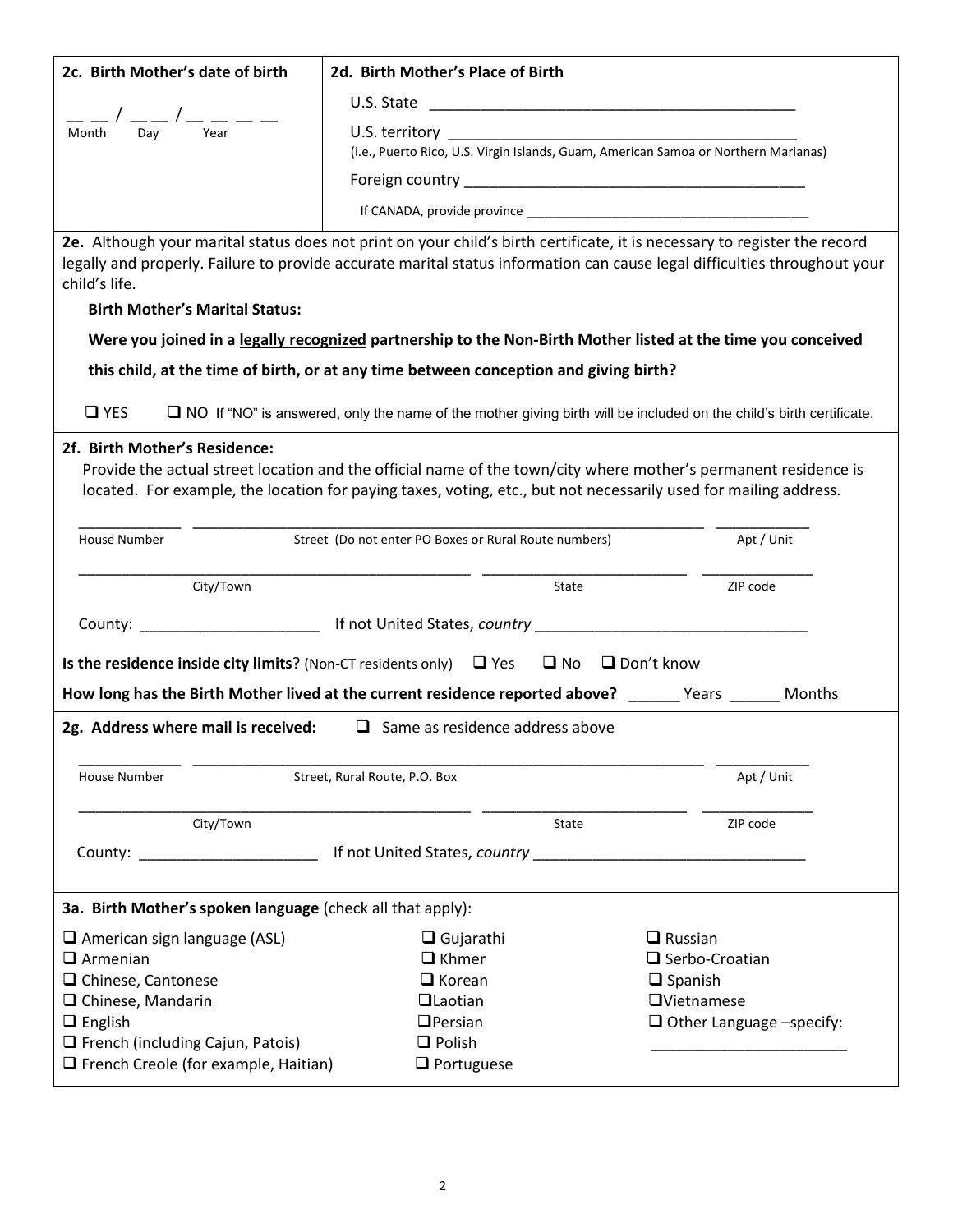**2c. Birth Mother's date of birth**

\_\_ \_\_ / \_\_ \_\_ / \_\_ \_\_ \_\_ \_\_
Month / Day / Year

**2d. Birth Mother's Place of Birth**

U.S. State \_\_\_\_\_\_\_\_\_\_\_\_\_\_\_\_\_\_\_\_\_\_\_\_\_\_\_\_\_\_\_\_\_\_\_\_\_\_\_\_\_\_

U.S. territory \_\_\_\_\_\_\_\_\_\_\_\_\_\_\_\_\_\_\_\_\_\_\_\_\_\_\_\_\_\_\_\_\_\_\_\_\_\_\_\_
(i.e., Puerto Rico, U.S. Virgin Islands, Guam, American Samoa or Northern Marianas)

Foreign country \_\_\_\_\_\_\_\_\_\_\_\_\_\_\_\_\_\_\_\_\_\_\_\_\_\_\_\_\_\_\_\_\_\_\_\_\_\_\_\_

If CANADA, provide province \_\_\_\_\_\_\_\_\_\_\_\_\_\_\_\_\_\_\_\_\_\_\_\_\_\_\_\_\_\_\_\_\_\_\_\_

**2e.** Although your marital status does not print on your child's birth certificate, it is necessary to register the record legally and properly. Failure to provide accurate marital status information can cause legal difficulties throughout your child's life.

**Birth Mother's Marital Status:**

**Were you joined in a <u>legally recognized</u> partnership to the Non-Birth Mother listed at the time you conceived this child, at the time of birth, or at any time between conception and giving birth?**

☐ YES ☐ NO If "NO" is answered, only the name of the mother giving birth will be included on the child's birth certificate.

**2f. Birth Mother's Residence:**

Provide the actual street location and the official name of the town/city where mother's permanent residence is located. For example, the location for paying taxes, voting, etc., but not necessarily used for mailing address.

\_\_\_\_\_\_\_\_\_\_ \_\_\_\_\_\_\_\_\_\_\_\_\_\_\_\_\_\_\_\_\_\_\_\_\_\_\_\_\_\_\_\_\_\_\_\_\_\_\_\_\_\_\_\_\_\_\_\_ \_\_\_\_\_\_\_\_\_\_
House Number / Street (Do not enter PO Boxes or Rural Route numbers) / Apt / Unit

\_\_\_\_\_\_\_\_\_\_\_\_\_\_\_\_\_\_\_\_\_\_\_\_\_\_\_\_\_\_\_\_\_\_\_\_ \_\_\_\_\_\_\_\_\_\_\_\_\_\_\_\_\_\_\_\_ \_\_\_\_\_\_\_\_\_\_\_
City/Town / State / ZIP code

County: \_\_\_\_\_\_\_\_\_\_\_\_\_\_\_\_\_\_ If not United States, *country* \_\_\_\_\_\_\_\_\_\_\_\_\_\_\_\_\_\_\_\_\_\_\_\_\_\_\_\_

**Is the residence inside city limits**? (Non-CT residents only) ☐ Yes ☐ No ☐ Don't know

**How long has the Birth Mother lived at the current residence reported above?** \_\_\_\_\_\_ Years \_\_\_\_\_\_ Months

**2g. Address where mail is received:** ☐ Same as residence address above

\_\_\_\_\_\_\_\_\_\_ \_\_\_\_\_\_\_\_\_\_\_\_\_\_\_\_\_\_\_\_\_\_\_\_\_\_\_\_\_\_\_\_\_\_\_\_\_\_\_\_\_\_\_\_\_\_\_\_ \_\_\_\_\_\_\_\_\_\_
House Number / Street, Rural Route, P.O. Box / Apt / Unit

\_\_\_\_\_\_\_\_\_\_\_\_\_\_\_\_\_\_\_\_\_\_\_\_\_\_\_\_\_\_\_\_\_\_\_\_ \_\_\_\_\_\_\_\_\_\_\_\_\_\_\_\_\_\_\_\_ \_\_\_\_\_\_\_\_\_\_\_
City/Town / State / ZIP code

County: \_\_\_\_\_\_\_\_\_\_\_\_\_\_\_\_\_\_ If not United States, *country* \_\_\_\_\_\_\_\_\_\_\_\_\_\_\_\_\_\_\_\_\_\_\_\_\_\_\_\_

**3a. Birth Mother's spoken language** (check all that apply):

- ☐ American sign language (ASL)
- ☐ Armenian
- ☐ Chinese, Cantonese
- ☐ Chinese, Mandarin
- ☐ English
- ☐ French (including Cajun, Patois)
- ☐ French Creole (for example, Haitian)
- ☐ Gujarathi
- ☐ Khmer
- ☐ Korean
- ☐ Laotian
- ☐ Persian
- ☐ Polish
- ☐ Portuguese
- ☐ Russian
- ☐ Serbo-Croatian
- ☐ Spanish
- ☐ Vietnamese
- ☐ Other Language –specify: \_\_\_\_\_\_\_\_\_\_\_\_\_\_\_\_\_\_\_\_\_\_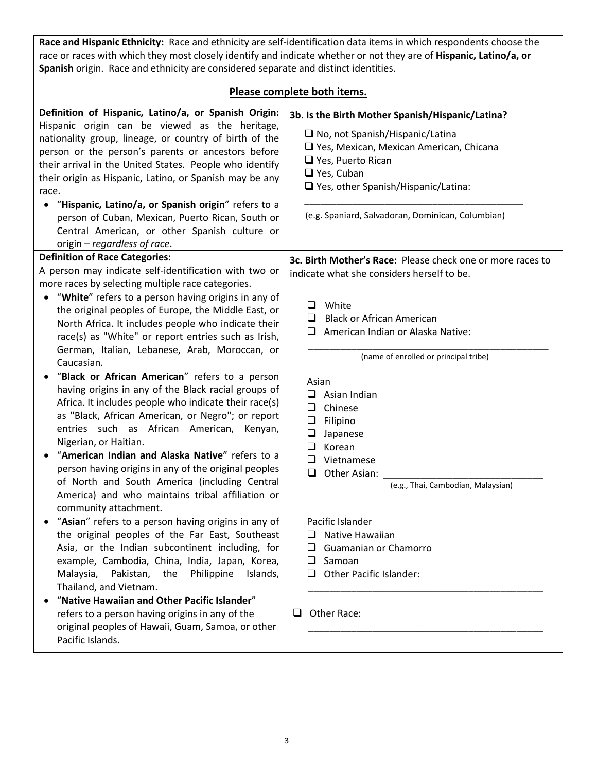**Race and Hispanic Ethnicity:** Race and ethnicity are self-identification data items in which respondents choose the race or races with which they most closely identify and indicate whether or not they are of **Hispanic, Latino/a, or Spanish** origin. Race and ethnicity are considered separate and distinct identities.

**Please complete both items.**

**Definition of Hispanic, Latino/a, or Spanish Origin:** Hispanic origin can be viewed as the heritage, nationality group, lineage, or country of birth of the person or the person's parents or ancestors before their arrival in the United States. People who identify their origin as Hispanic, Latino, or Spanish may be any race.

- "**Hispanic, Latino/a, or Spanish origin**" refers to a person of Cuban, Mexican, Puerto Rican, South or Central American, or other Spanish culture or origin – *regardless of race*.

**3b. Is the Birth Mother Spanish/Hispanic/Latina?**

- ❑ No, not Spanish/Hispanic/Latina
- ❑ Yes, Mexican, Mexican American, Chicana
- ❑ Yes, Puerto Rican
- ❑ Yes, Cuban
- ❑ Yes, other Spanish/Hispanic/Latina:

___________________________________________

(e.g. Spaniard, Salvadoran, Dominican, Columbian)

**Definition of Race Categories:**
A person may indicate self-identification with two or more races by selecting multiple race categories.

- "**White**" refers to a person having origins in any of the original peoples of Europe, the Middle East, or North Africa. It includes people who indicate their race(s) as "White" or report entries such as Irish, German, Italian, Lebanese, Arab, Moroccan, or Caucasian.
- "**Black or African American**" refers to a person having origins in any of the Black racial groups of Africa. It includes people who indicate their race(s) as "Black, African American, or Negro"; or report entries such as African American, Kenyan, Nigerian, or Haitian.
- "**American Indian and Alaska Native**" refers to a person having origins in any of the original peoples of North and South America (including Central America) and who maintains tribal affiliation or community attachment.
- "**Asian**" refers to a person having origins in any of the original peoples of the Far East, Southeast Asia, or the Indian subcontinent including, for example, Cambodia, China, India, Japan, Korea, Malaysia, Pakistan, the Philippine Islands, Thailand, and Vietnam.
- "**Native Hawaiian and Other Pacific Islander**" refers to a person having origins in any of the original peoples of Hawaii, Guam, Samoa, or other Pacific Islands.

**3c. Birth Mother's Race:** Please check one or more races to indicate what she considers herself to be.

- ❑ White
- ❑ Black or African American
- ❑ American Indian or Alaska Native:

___________________________________________

(name of enrolled or principal tribe)

Asian

- ❑ Asian Indian
- ❑ Chinese
- ❑ Filipino
- ❑ Japanese
- ❑ Korean
- ❑ Vietnamese
- ❑ Other Asian: ______________________________

(e.g., Thai, Cambodian, Malaysian)

Pacific Islander

- ❑ Native Hawaiian
- ❑ Guamanian or Chamorro
- ❑ Samoan
- ❑ Other Pacific Islander:

___________________________________________

- ❑ Other Race:

___________________________________________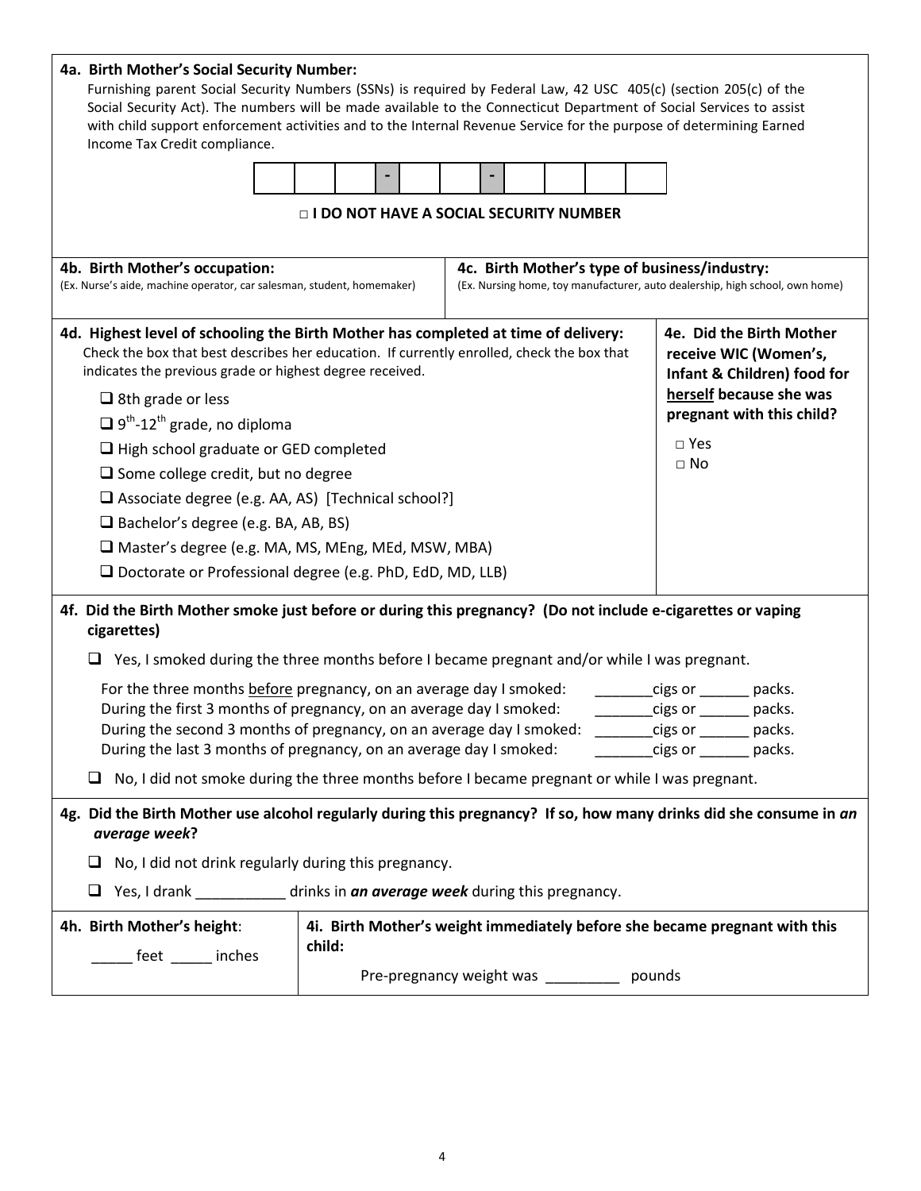**4a. Birth Mother's Social Security Number:**

Furnishing parent Social Security Numbers (SSNs) is required by Federal Law, 42 USC 405(c) (section 205(c) of the Social Security Act). The numbers will be made available to the Connecticut Department of Social Services to assist with child support enforcement activities and to the Internal Revenue Service for the purpose of determining Earned Income Tax Credit compliance.

| | | | - | | | - | | | | |
|---|---|---|---|---|---|---|---|---|---|---|
| | | | - | | | - | | | | |

□ **I DO NOT HAVE A SOCIAL SECURITY NUMBER**

| **4b. Birth Mother's occupation:** (Ex. Nurse's aide, machine operator, car salesman, student, homemaker) | **4c. Birth Mother's type of business/industry:** (Ex. Nursing home, toy manufacturer, auto dealership, high school, own home) |
|---|---|
| | |

**4d. Highest level of schooling the Birth Mother has completed at time of delivery:**
Check the box that best describes her education. If currently enrolled, check the box that indicates the previous grade or highest degree received.

- ❑ 8th grade or less
- ❑ 9th-12th grade, no diploma
- ❑ High school graduate or GED completed
- ❑ Some college credit, but no degree
- ❑ Associate degree (e.g. AA, AS) [Technical school?]
- ❑ Bachelor's degree (e.g. BA, AB, BS)
- ❑ Master's degree (e.g. MA, MS, MEng, MEd, MSW, MBA)
- ❑ Doctorate or Professional degree (e.g. PhD, EdD, MD, LLB)

**4e. Did the Birth Mother receive WIC (Women's, Infant & Children) food for herself because she was pregnant with this child?**

- □ Yes
- □ No

**4f. Did the Birth Mother smoke just before or during this pregnancy? (Do not include e-cigarettes or vaping cigarettes)**

❑ Yes, I smoked during the three months before I became pregnant and/or while I was pregnant.

For the three months before pregnancy, on an average day I smoked: _______cigs or ______ packs.
During the first 3 months of pregnancy, on an average day I smoked: _______cigs or ______ packs.
During the second 3 months of pregnancy, on an average day I smoked: _______cigs or ______ packs.
During the last 3 months of pregnancy, on an average day I smoked: _______cigs or ______ packs.

❑ No, I did not smoke during the three months before I became pregnant or while I was pregnant.

**4g. Did the Birth Mother use alcohol regularly during this pregnancy? If so, how many drinks did she consume in *an average week*?**

❑ No, I did not drink regularly during this pregnancy.

❑ Yes, I drank ___________ drinks in ***an average week*** during this pregnancy.

| **4h. Birth Mother's height**: | **4i. Birth Mother's weight immediately before she became pregnant with this child:** |
|---|---|
| _____ feet _____ inches | Pre-pregnancy weight was _________ pounds |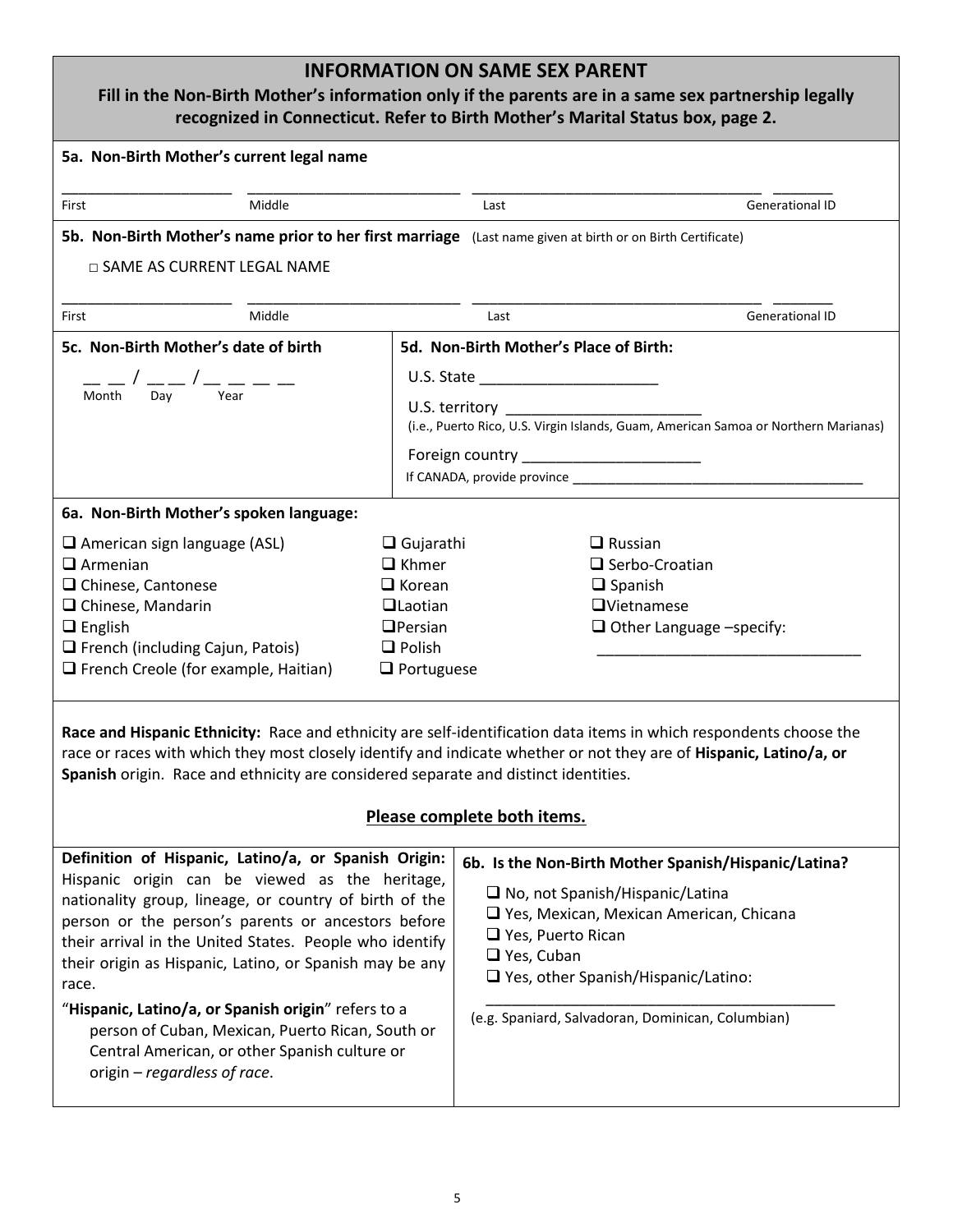## INFORMATION ON SAME SEX PARENT

**Fill in the Non-Birth Mother's information only if the parents are in a same sex partnership legally recognized in Connecticut. Refer to Birth Mother's Marital Status box, page 2.**

**5a. Non-Birth Mother's current legal name**

____________________ ____________________ ____________________ _______

First Middle Last Generational ID

**5b. Non-Birth Mother's name prior to her first marriage** (Last name given at birth or on Birth Certificate)

□ SAME AS CURRENT LEGAL NAME

____________________ ____________________ ____________________ _______

First Middle Last Generational ID

**5c. Non-Birth Mother's date of birth**

__ __ / __ __ / __ __ __ __

Month Day Year

**5d. Non-Birth Mother's Place of Birth:**

U.S. State ____________________

U.S. territory ____________________
(i.e., Puerto Rico, U.S. Virgin Islands, Guam, American Samoa or Northern Marianas)

Foreign country ____________________

If CANADA, provide province ____________________

**6a. Non-Birth Mother's spoken language:**

- ❑ American sign language (ASL)
- ❑ Armenian
- ❑ Chinese, Cantonese
- ❑ Chinese, Mandarin
- ❑ English
- ❑ French (including Cajun, Patois)
- ❑ French Creole (for example, Haitian)
- ❑ Gujarathi
- ❑ Khmer
- ❑ Korean
- ❑ Laotian
- ❑ Persian
- ❑ Polish
- ❑ Portuguese
- ❑ Russian
- ❑ Serbo-Croatian
- ❑ Spanish
- ❑ Vietnamese
- ❑ Other Language –specify: ____________________

**Race and Hispanic Ethnicity:** Race and ethnicity are self-identification data items in which respondents choose the race or races with which they most closely identify and indicate whether or not they are of **Hispanic, Latino/a, or Spanish** origin. Race and ethnicity are considered separate and distinct identities.

**Please complete both items.**

**Definition of Hispanic, Latino/a, or Spanish Origin:** Hispanic origin can be viewed as the heritage, nationality group, lineage, or country of birth of the person or the person's parents or ancestors before their arrival in the United States. People who identify their origin as Hispanic, Latino, or Spanish may be any race.

"**Hispanic, Latino/a, or Spanish origin**" refers to a person of Cuban, Mexican, Puerto Rican, South or Central American, or other Spanish culture or origin – *regardless of race*.

**6b. Is the Non-Birth Mother Spanish/Hispanic/Latina?**

- ❑ No, not Spanish/Hispanic/Latina
- ❑ Yes, Mexican, Mexican American, Chicana
- ❑ Yes, Puerto Rican
- ❑ Yes, Cuban
- ❑ Yes, other Spanish/Hispanic/Latino:

____________________

(e.g. Spaniard, Salvadoran, Dominican, Columbian)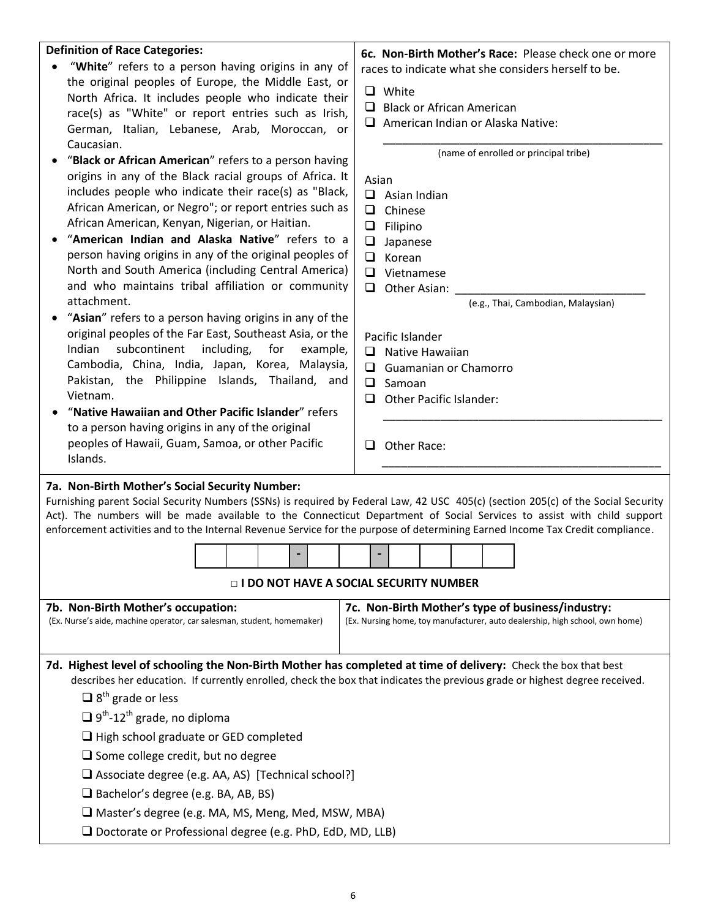**Definition of Race Categories:**

- "**White**" refers to a person having origins in any of the original peoples of Europe, the Middle East, or North Africa. It includes people who indicate their race(s) as "White" or report entries such as Irish, German, Italian, Lebanese, Arab, Moroccan, or Caucasian.
- "**Black or African American**" refers to a person having origins in any of the Black racial groups of Africa. It includes people who indicate their race(s) as "Black, African American, or Negro"; or report entries such as African American, Kenyan, Nigerian, or Haitian.
- "**American Indian and Alaska Native**" refers to a person having origins in any of the original peoples of North and South America (including Central America) and who maintains tribal affiliation or community attachment.
- "**Asian**" refers to a person having origins in any of the original peoples of the Far East, Southeast Asia, or the Indian subcontinent including, for example, Cambodia, China, India, Japan, Korea, Malaysia, Pakistan, the Philippine Islands, Thailand, and Vietnam.
- "**Native Hawaiian and Other Pacific Islander**" refers to a person having origins in any of the original peoples of Hawaii, Guam, Samoa, or other Pacific Islands.

**6c. Non-Birth Mother's Race:** Please check one or more races to indicate what she considers herself to be.

- ❑ White
- ❑ Black or African American
- ❑ American Indian or Alaska Native: ________________________________
  (name of enrolled or principal tribe)

Asian

- ❑ Asian Indian
- ❑ Chinese
- ❑ Filipino
- ❑ Japanese
- ❑ Korean
- ❑ Vietnamese
- ❑ Other Asian: ________________________________
  (e.g., Thai, Cambodian, Malaysian)

Pacific Islander

- ❑ Native Hawaiian
- ❑ Guamanian or Chamorro
- ❑ Samoan
- ❑ Other Pacific Islander: ________________________________
- ❑ Other Race: ________________________________

**7a. Non-Birth Mother's Social Security Number:**

Furnishing parent Social Security Numbers (SSNs) is required by Federal Law, 42 USC 405(c) (section 205(c) of the Social Security Act). The numbers will be made available to the Connecticut Department of Social Services to assist with child support enforcement activities and to the Internal Revenue Service for the purpose of determining Earned Income Tax Credit compliance.

| | | | - | | | - | | | | |
|---|---|---|---|---|---|---|---|---|---|---|

□ **I DO NOT HAVE A SOCIAL SECURITY NUMBER**

**7b. Non-Birth Mother's occupation:**
(Ex. Nurse's aide, machine operator, car salesman, student, homemaker)

**7c. Non-Birth Mother's type of business/industry:**
(Ex. Nursing home, toy manufacturer, auto dealership, high school, own home)

**7d. Highest level of schooling the Non-Birth Mother has completed at time of delivery:** Check the box that best describes her education. If currently enrolled, check the box that indicates the previous grade or highest degree received.

- ❑ 8th grade or less
- ❑ 9th-12th grade, no diploma
- ❑ High school graduate or GED completed
- ❑ Some college credit, but no degree
- ❑ Associate degree (e.g. AA, AS) [Technical school?]
- ❑ Bachelor's degree (e.g. BA, AB, BS)
- ❑ Master's degree (e.g. MA, MS, Meng, Med, MSW, MBA)
- ❑ Doctorate or Professional degree (e.g. PhD, EdD, MD, LLB)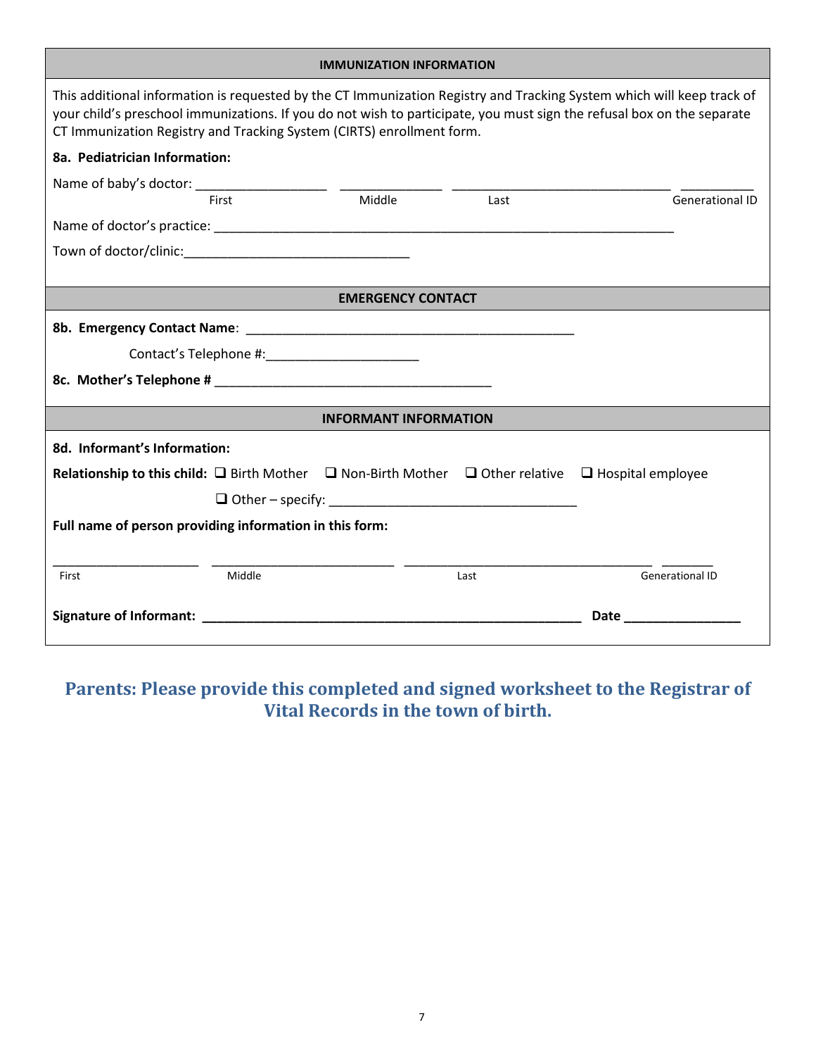## IMMUNIZATION INFORMATION

This additional information is requested by the CT Immunization Registry and Tracking System which will keep track of your child's preschool immunizations. If you do not wish to participate, you must sign the refusal box on the separate CT Immunization Registry and Tracking System (CIRTS) enrollment form.

**8a. Pediatrician Information:**

Name of baby's doctor: ________________ ____________ ____________________________ _________

First Middle Last Generational ID

Name of doctor's practice: ___________________________________________________________

Town of doctor/clinic:_____________________________

## EMERGENCY CONTACT

**8b. Emergency Contact Name**: __________________________________________

Contact's Telephone #:___________________

**8c. Mother's Telephone #** ___________________________________

## INFORMANT INFORMATION

**8d. Informant's Information:**

**Relationship to this child:** ❑ Birth Mother ❑ Non-Birth Mother ❑ Other relative ❑ Hospital employee

❑ Other – specify: ______________________________

**Full name of person providing information in this form:**

___________________ _______________________ ________________________________ _______

First Middle Last Generational ID

**Signature of Informant: ________________________________________________ Date _______________**

**Parents: Please provide this completed and signed worksheet to the Registrar of Vital Records in the town of birth.**